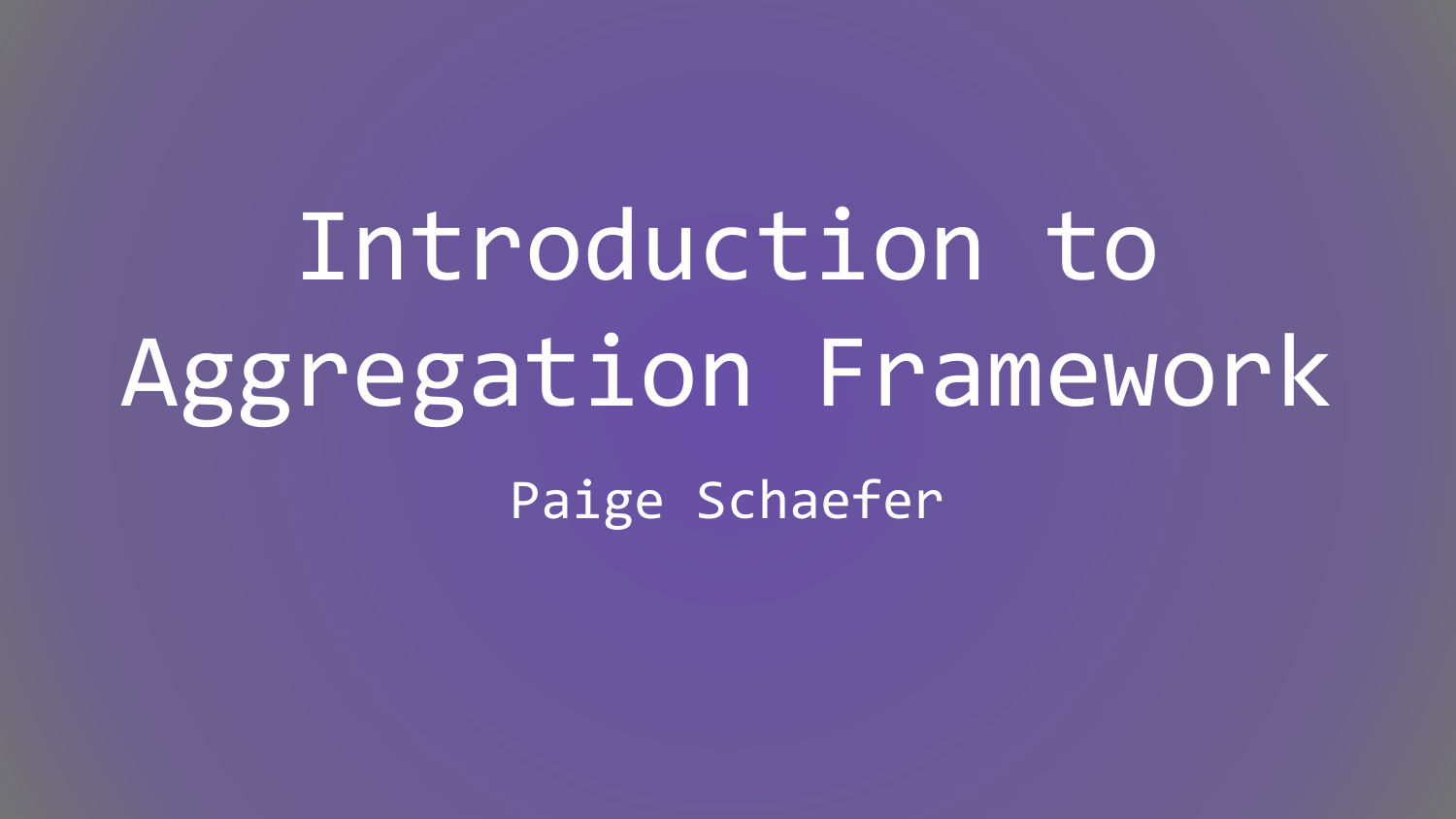# Introduction to Aggregation Framework

Paige Schaefer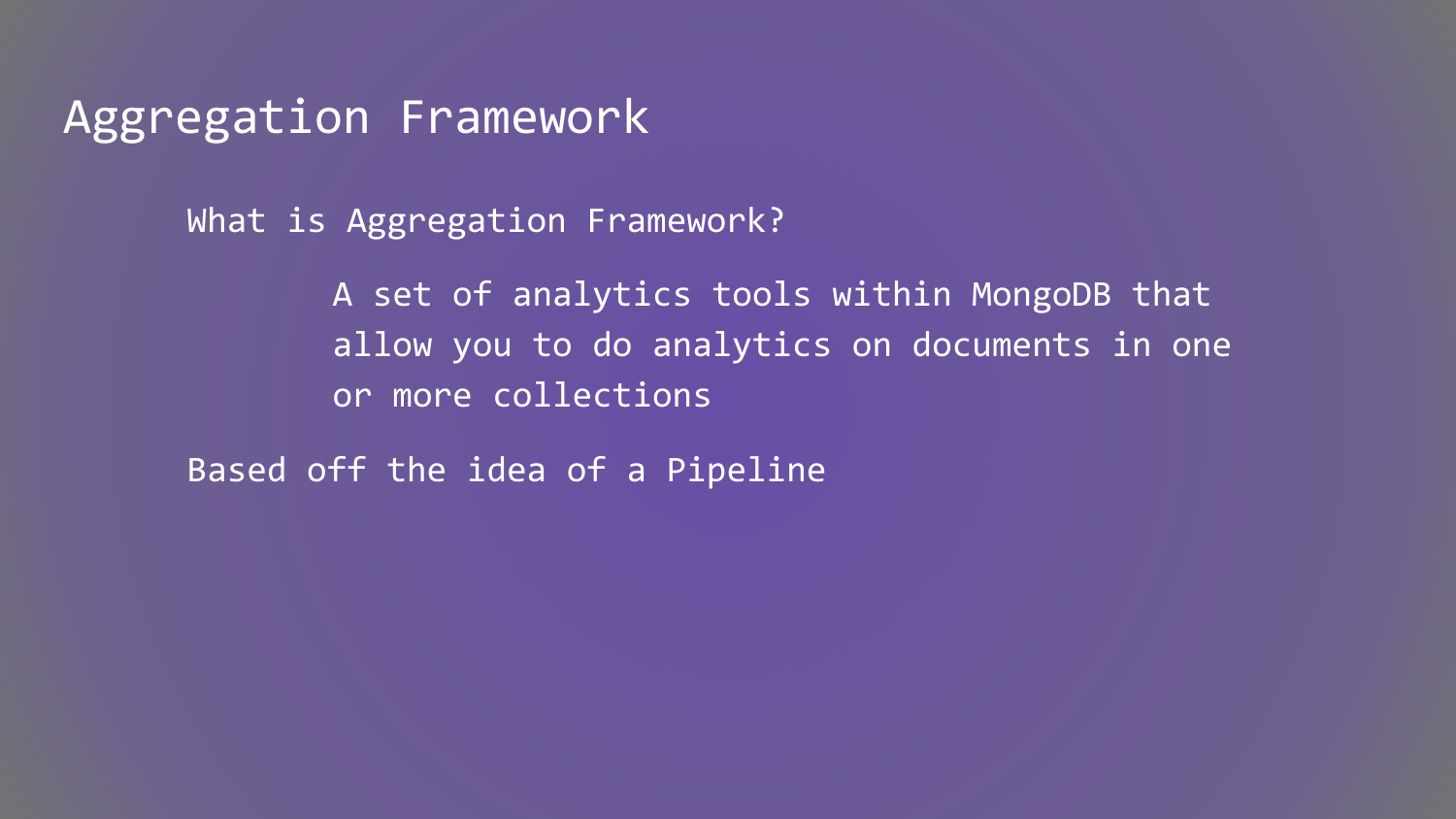# Aggregation Framework

What is Aggregation Framework?

A set of analytics tools within MongoDB that allow you to do analytics on documents in one or more collections

Based off the idea of a Pipeline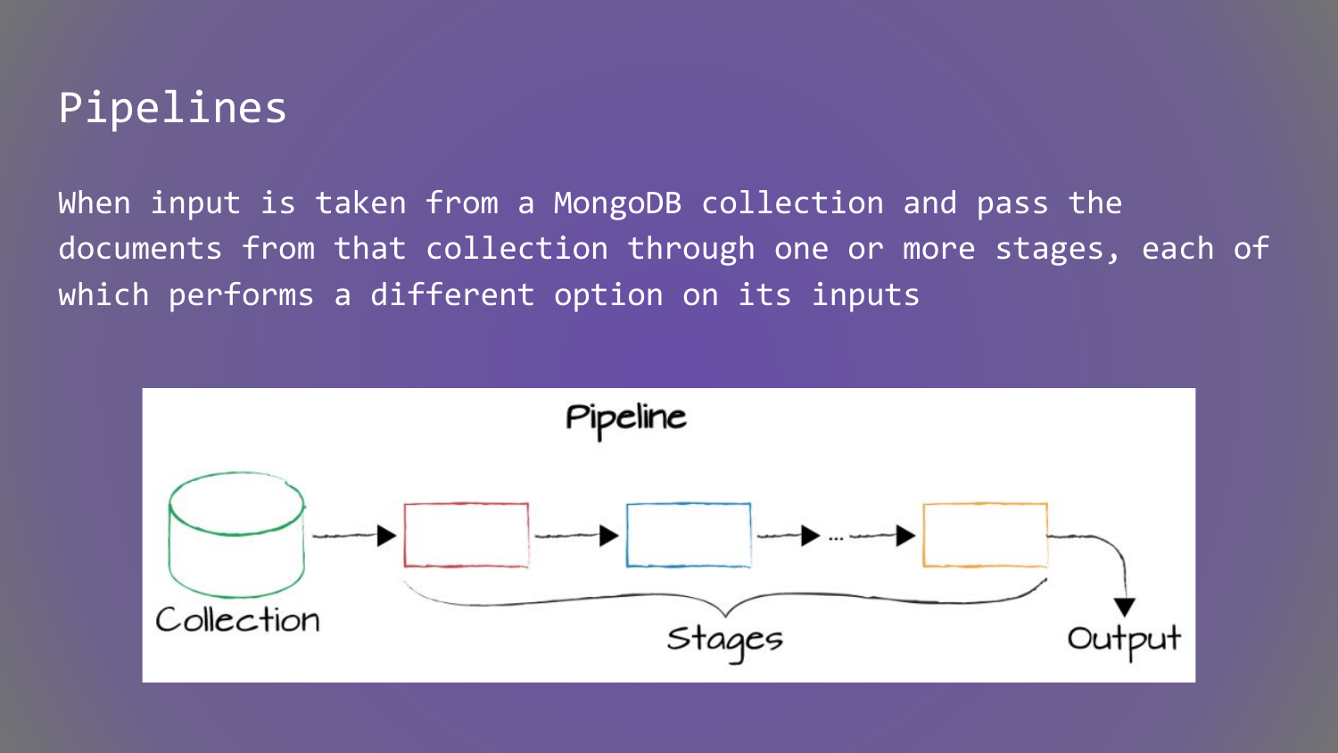# Pipelines

When input is taken from a MongoDB collection and pass the documents from that collection through one or more stages, each of which performs a different option on its inputs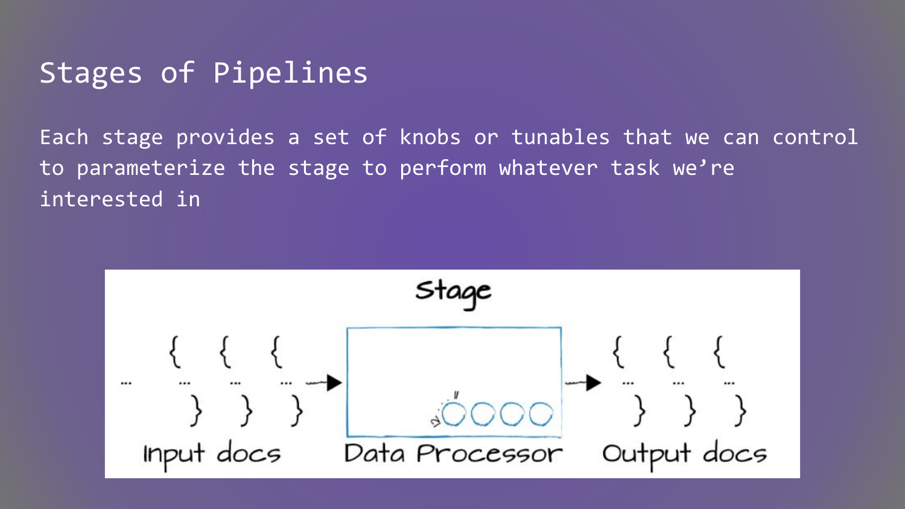# Stages of Pipelines

Each stage provides a set of knobs or tunables that we can control to parameterize the stage to perform whatever task we're interested in

Stage

Input docs → Data Processor → Output docs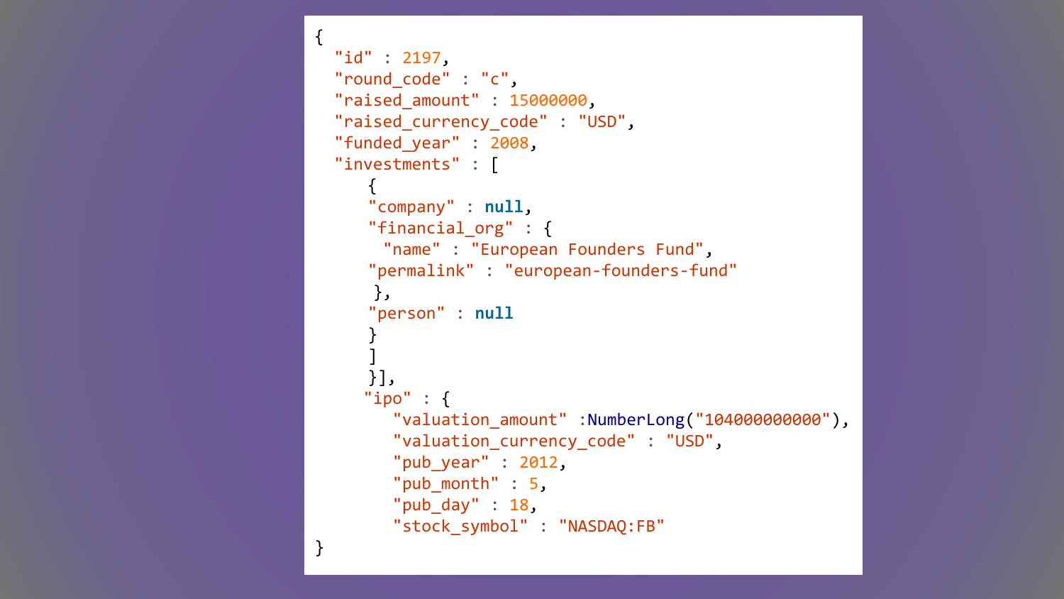```
{
  "id" : 2197,
  "round_code" : "c",
  "raised_amount" : 15000000,
  "raised_currency_code" : "USD",
  "funded_year" : 2008,
  "investments" : [
     {
     "company" : null,
     "financial_org" : {
       "name" : "European Founders Fund",
     "permalink" : "european-founders-fund"
      },
     "person" : null
     }
     ]
     }],
    "ipo" : {
       "valuation_amount" :NumberLong("104000000000"),
       "valuation_currency_code" : "USD",
       "pub_year" : 2012,
       "pub_month" : 5,
       "pub_day" : 18,
       "stock_symbol" : "NASDAQ:FB"
}
```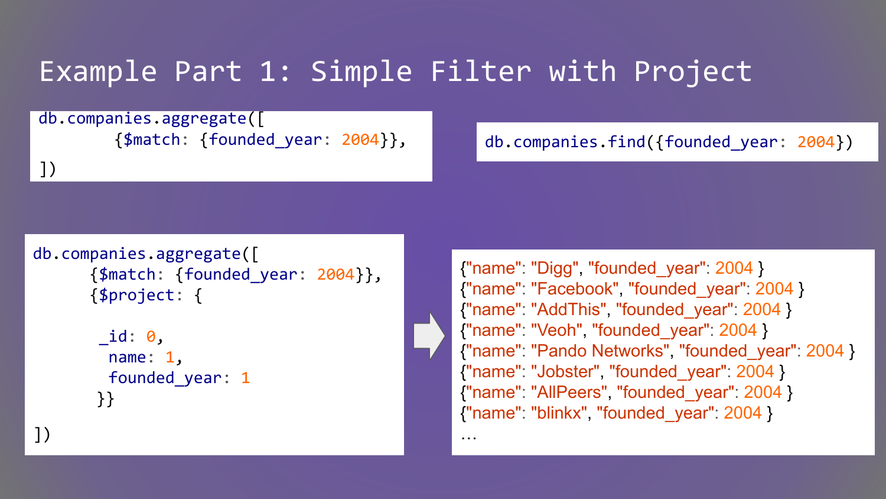# Example Part 1: Simple Filter with Project

```
db.companies.aggregate([
        {$match: {founded_year: 2004}},
])
```

```
db.companies.find({founded_year: 2004})
```

```
db.companies.aggregate([
      {$match: {founded_year: 2004}},
      {$project: {

       _id: 0,
        name: 1,
        founded_year: 1
       }}

])
```

```
{"name": "Digg", "founded_year": 2004 }
{"name": "Facebook", "founded_year": 2004 }
{"name": "AddThis", "founded_year": 2004 }
{"name": "Veoh", "founded_year": 2004 }
{"name": "Pando Networks", "founded_year": 2004 }
{"name": "Jobster", "founded_year": 2004 }
{"name": "AllPeers", "founded_year": 2004 }
{"name": "blinkx", "founded_year": 2004 }
…
```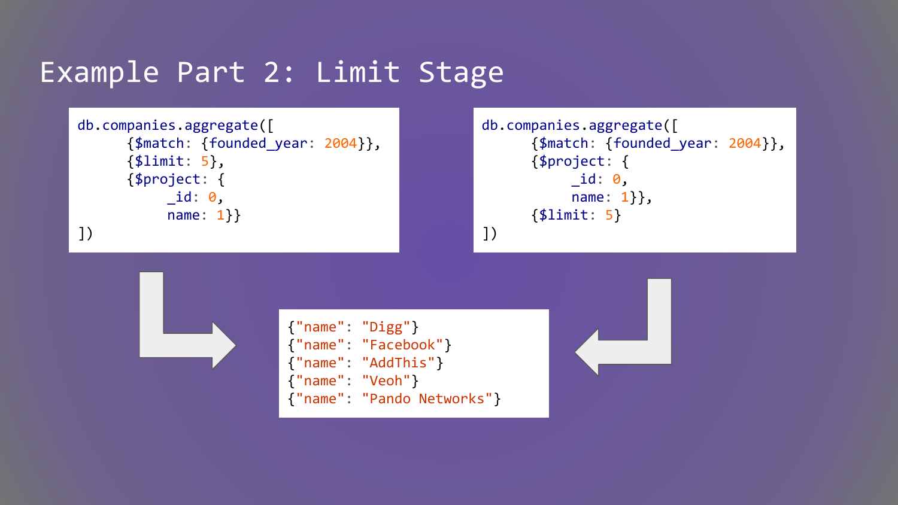# Example Part 2: Limit Stage

```
db.companies.aggregate([
      {$match: {founded_year: 2004}},
      {$limit: 5},
      {$project: {
           _id: 0,
           name: 1}}
])
```

```
db.companies.aggregate([
      {$match: {founded_year: 2004}},
      {$project: {
           _id: 0,
           name: 1}},
      {$limit: 5}
])
```

```
{"name": "Digg"}
{"name": "Facebook"}
{"name": "AddThis"}
{"name": "Veoh"}
{"name": "Pando Networks"}
```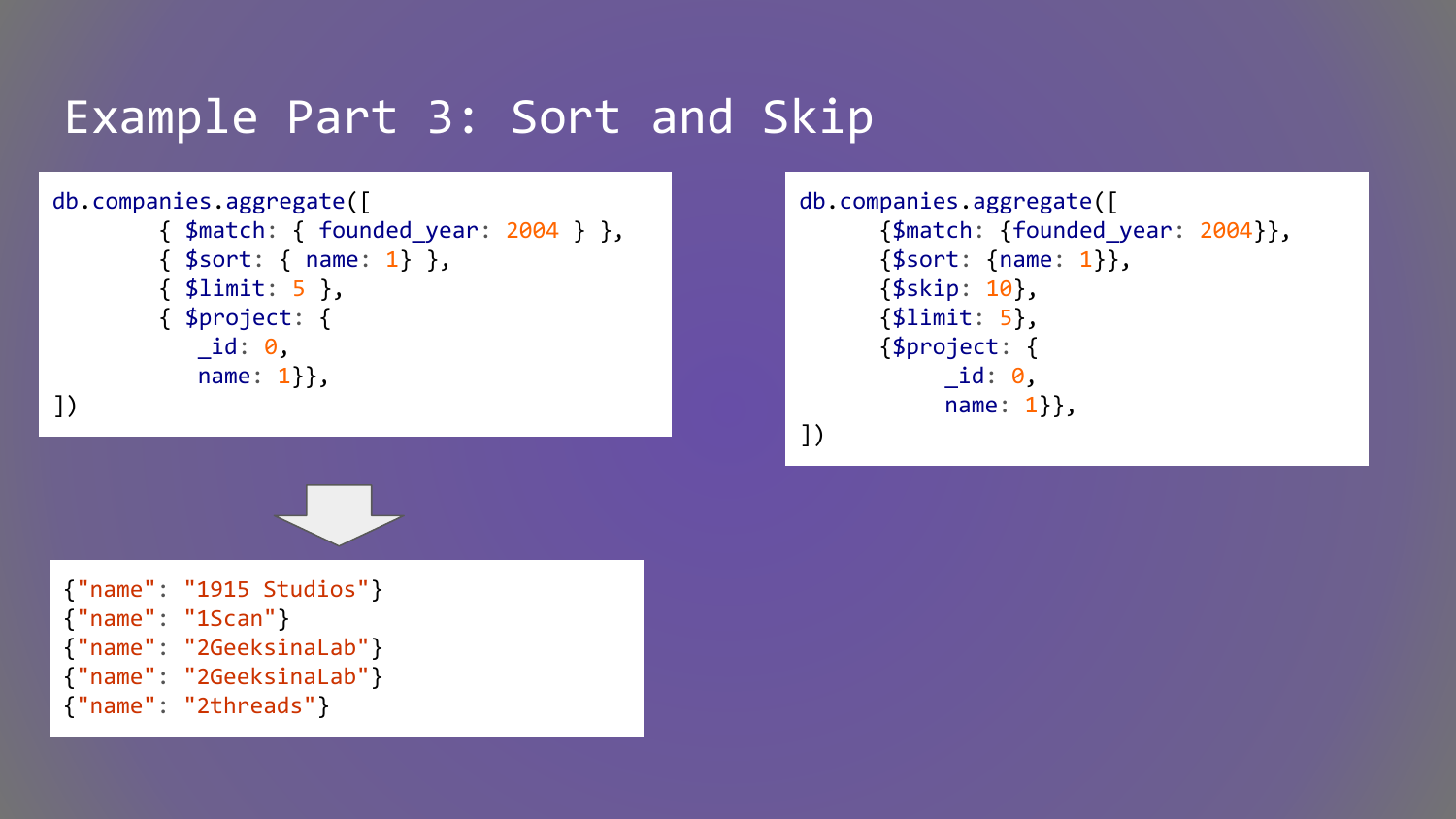# Example Part 3: Sort and Skip

```
db.companies.aggregate([
        { $match: { founded_year: 2004 } },
        { $sort: { name: 1} },
        { $limit: 5 },
        { $project: {
           _id: 0,
           name: 1}},
])
```

```
{"name": "1915 Studios"}
{"name": "1Scan"}
{"name": "2GeeksinaLab"}
{"name": "2GeeksinaLab"}
{"name": "2threads"}
```

```
db.companies.aggregate([
      {$match: {founded_year: 2004}},
      {$sort: {name: 1}},
      {$skip: 10},
      {$limit: 5},
      {$project: {
           _id: 0,
           name: 1}},
])
```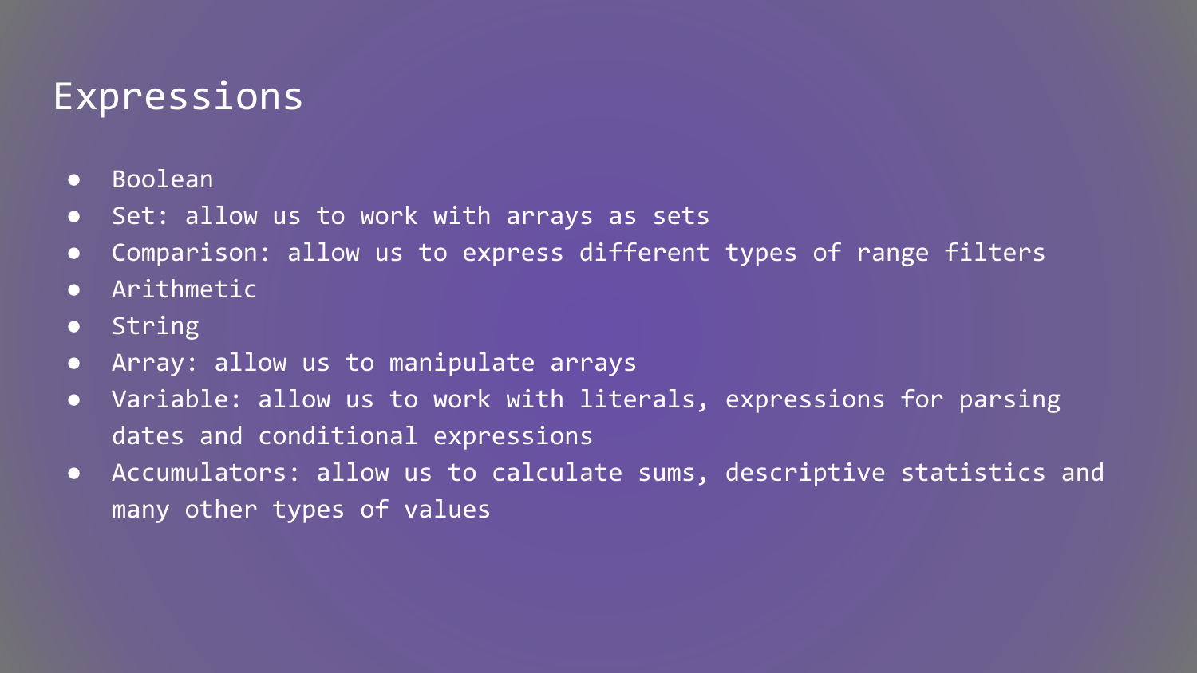# Expressions

- Boolean
- Set: allow us to work with arrays as sets
- Comparison: allow us to express different types of range filters
- Arithmetic
- String
- Array: allow us to manipulate arrays
- Variable: allow us to work with literals, expressions for parsing dates and conditional expressions
- Accumulators: allow us to calculate sums, descriptive statistics and many other types of values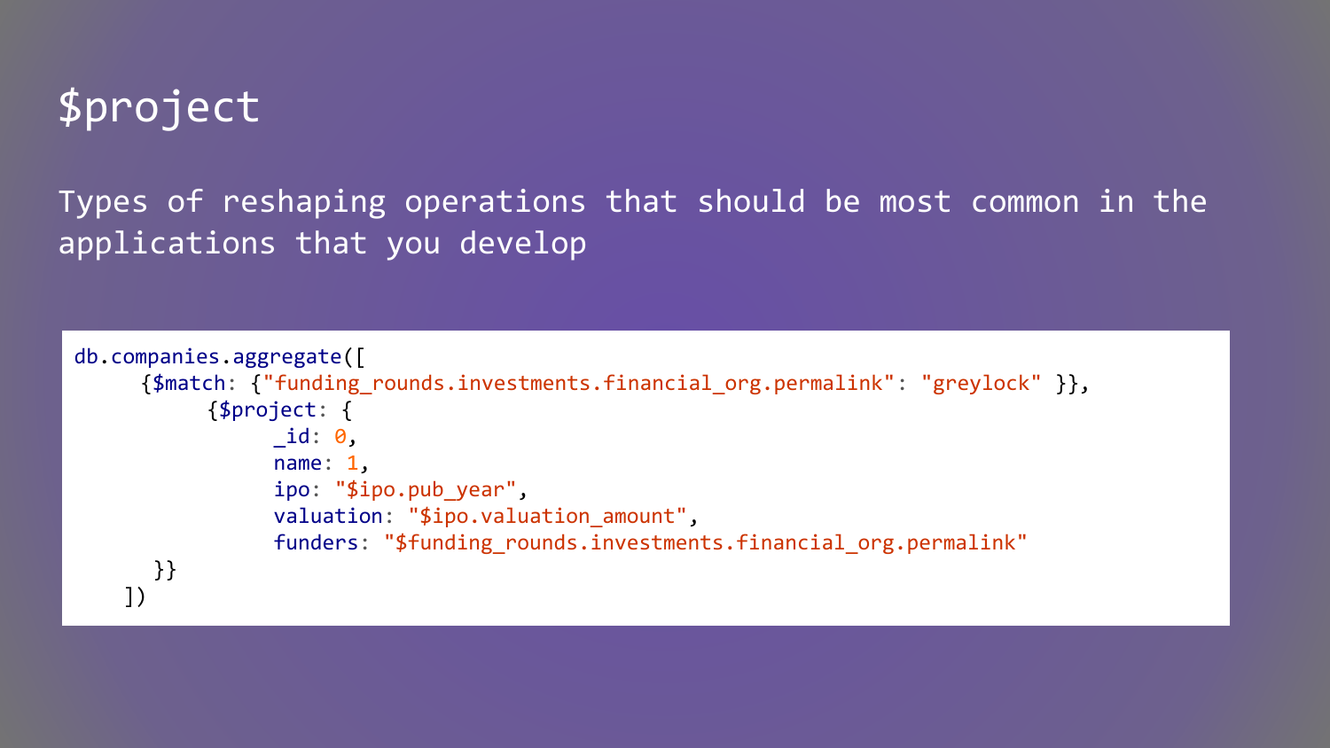# $project

Types of reshaping operations that should be most common in the applications that you develop

```
db.companies.aggregate([
     {$match: {"funding_rounds.investments.financial_org.permalink": "greylock" }},
          {$project: {
               _id: 0,
               name: 1,
               ipo: "$ipo.pub_year",
               valuation: "$ipo.valuation_amount",
               funders: "$funding_rounds.investments.financial_org.permalink"
      }}
    ])
```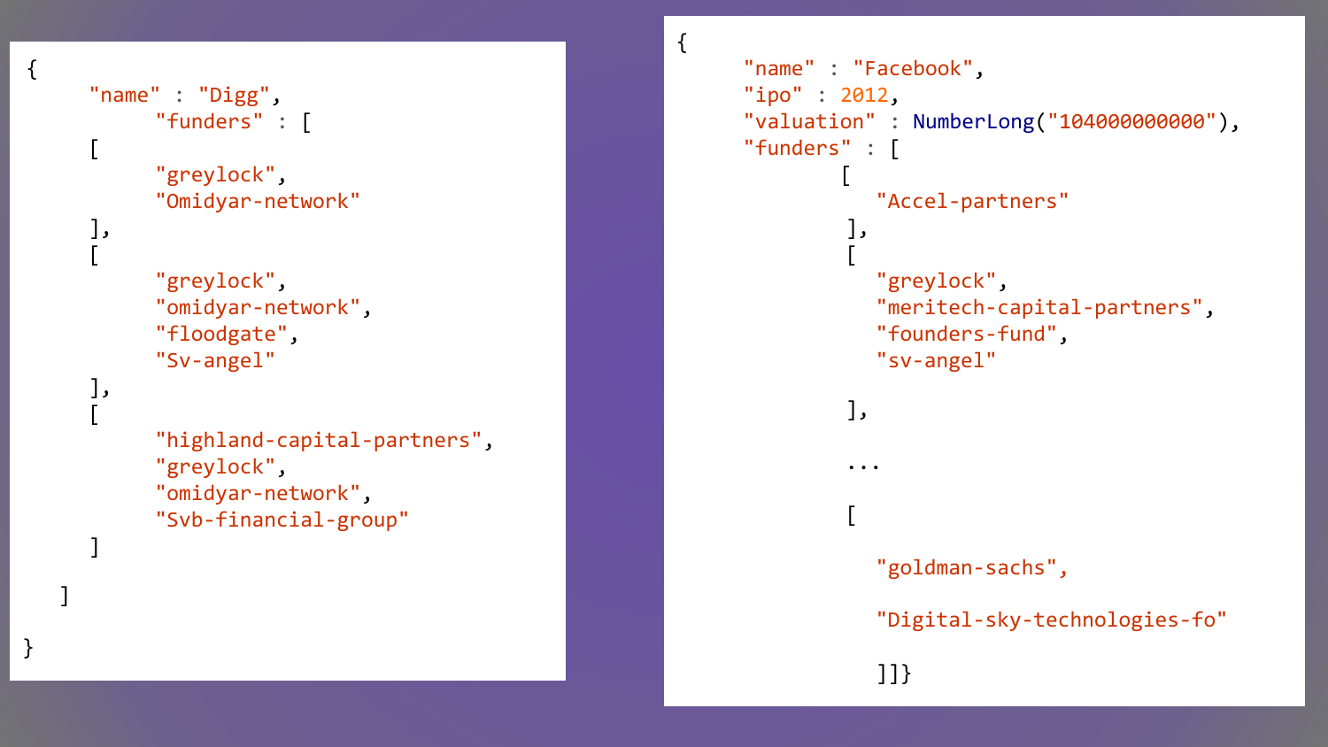```
{
     "name" : "Digg",
          "funders" : [
     [
          "greylock",
          "Omidyar-network"
     ],
     [
          "greylock",
          "omidyar-network",
          "floodgate",
          "Sv-angel"
     ],
     [
          "highland-capital-partners",
          "greylock",
          "omidyar-network",
          "Svb-financial-group"
     ]

   ]

}
```

```
{
      "name" : "Facebook",
      "ipo" : 2012,
      "valuation" : NumberLong("104000000000"),
      "funders" : [
              [
                "Accel-partners"
               ],
               [
                "greylock",
                "meritech-capital-partners",
                "founders-fund",
                "sv-angel"

               ],

               ...

               [

                "goldman-sachs",

                "Digital-sky-technologies-fo"

                ]]}
```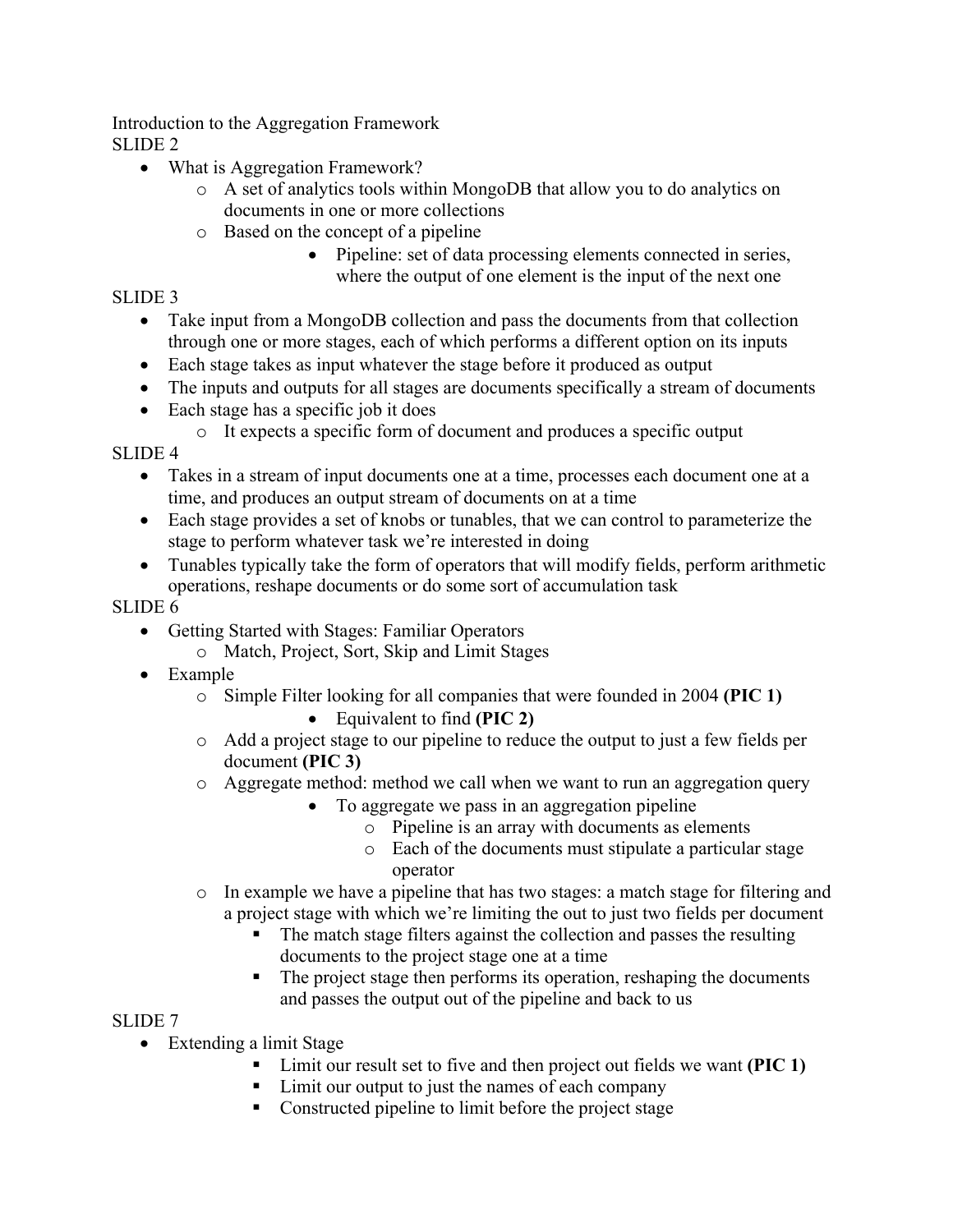Introduction to the Aggregation Framework

SLIDE 2

- What is Aggregation Framework?
    - A set of analytics tools within MongoDB that allow you to do analytics on documents in one or more collections
    - Based on the concept of a pipeline
        - Pipeline: set of data processing elements connected in series, where the output of one element is the input of the next one

SLIDE 3

- Take input from a MongoDB collection and pass the documents from that collection through one or more stages, each of which performs a different option on its inputs
- Each stage takes as input whatever the stage before it produced as output
- The inputs and outputs for all stages are documents specifically a stream of documents
- Each stage has a specific job it does
    - It expects a specific form of document and produces a specific output

SLIDE 4

- Takes in a stream of input documents one at a time, processes each document one at a time, and produces an output stream of documents on at a time
- Each stage provides a set of knobs or tunables, that we can control to parameterize the stage to perform whatever task we're interested in doing
- Tunables typically take the form of operators that will modify fields, perform arithmetic operations, reshape documents or do some sort of accumulation task

SLIDE 6

- Getting Started with Stages: Familiar Operators
    - Match, Project, Sort, Skip and Limit Stages
- Example
    - Simple Filter looking for all companies that were founded in 2004 **(PIC 1)**
        - Equivalent to find **(PIC 2)**
    - Add a project stage to our pipeline to reduce the output to just a few fields per document **(PIC 3)**
    - Aggregate method: method we call when we want to run an aggregation query
        - To aggregate we pass in an aggregation pipeline
            - Pipeline is an array with documents as elements
            - Each of the documents must stipulate a particular stage operator
    - In example we have a pipeline that has two stages: a match stage for filtering and a project stage with which we're limiting the out to just two fields per document
        - The match stage filters against the collection and passes the resulting documents to the project stage one at a time
        - The project stage then performs its operation, reshaping the documents and passes the output out of the pipeline and back to us

SLIDE 7

- Extending a limit Stage
    - Limit our result set to five and then project out fields we want **(PIC 1)**
    - Limit our output to just the names of each company
    - Constructed pipeline to limit before the project stage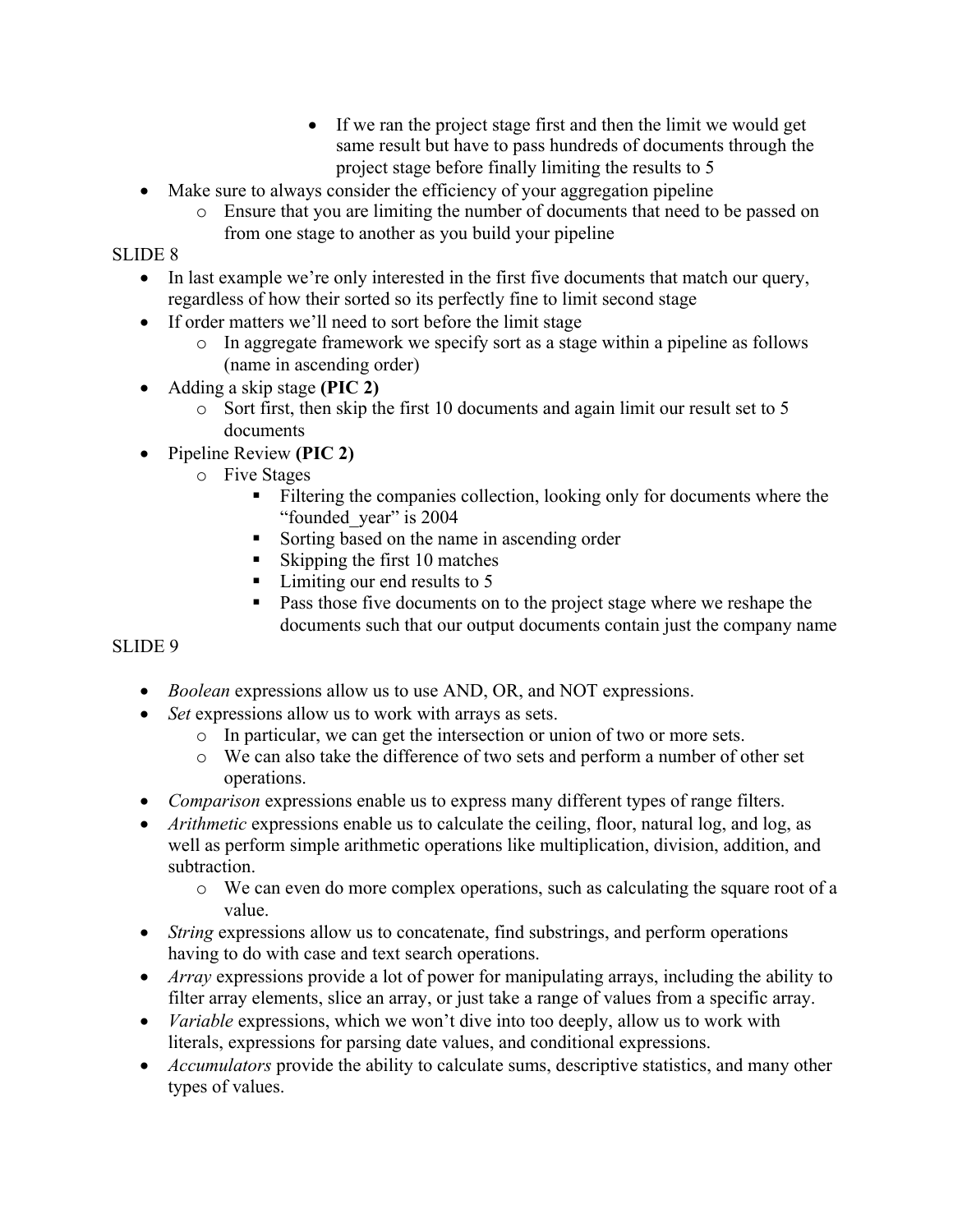- If we ran the project stage first and then the limit we would get same result but have to pass hundreds of documents through the project stage before finally limiting the results to 5
- Make sure to always consider the efficiency of your aggregation pipeline
  - Ensure that you are limiting the number of documents that need to be passed on from one stage to another as you build your pipeline

SLIDE 8

- In last example we're only interested in the first five documents that match our query, regardless of how their sorted so its perfectly fine to limit second stage
- If order matters we'll need to sort before the limit stage
  - In aggregate framework we specify sort as a stage within a pipeline as follows (name in ascending order)
- Adding a skip stage **(PIC 2)**
  - Sort first, then skip the first 10 documents and again limit our result set to 5 documents
- Pipeline Review **(PIC 2)**
  - Five Stages
    - Filtering the companies collection, looking only for documents where the "founded_year" is 2004
    - Sorting based on the name in ascending order
    - Skipping the first 10 matches
    - Limiting our end results to 5
    - Pass those five documents on to the project stage where we reshape the documents such that our output documents contain just the company name

SLIDE 9

- *Boolean* expressions allow us to use AND, OR, and NOT expressions.
- *Set* expressions allow us to work with arrays as sets.
  - In particular, we can get the intersection or union of two or more sets.
  - We can also take the difference of two sets and perform a number of other set operations.
- *Comparison* expressions enable us to express many different types of range filters.
- *Arithmetic* expressions enable us to calculate the ceiling, floor, natural log, and log, as well as perform simple arithmetic operations like multiplication, division, addition, and subtraction.
  - We can even do more complex operations, such as calculating the square root of a value.
- *String* expressions allow us to concatenate, find substrings, and perform operations having to do with case and text search operations.
- *Array* expressions provide a lot of power for manipulating arrays, including the ability to filter array elements, slice an array, or just take a range of values from a specific array.
- *Variable* expressions, which we won't dive into too deeply, allow us to work with literals, expressions for parsing date values, and conditional expressions.
- *Accumulators* provide the ability to calculate sums, descriptive statistics, and many other types of values.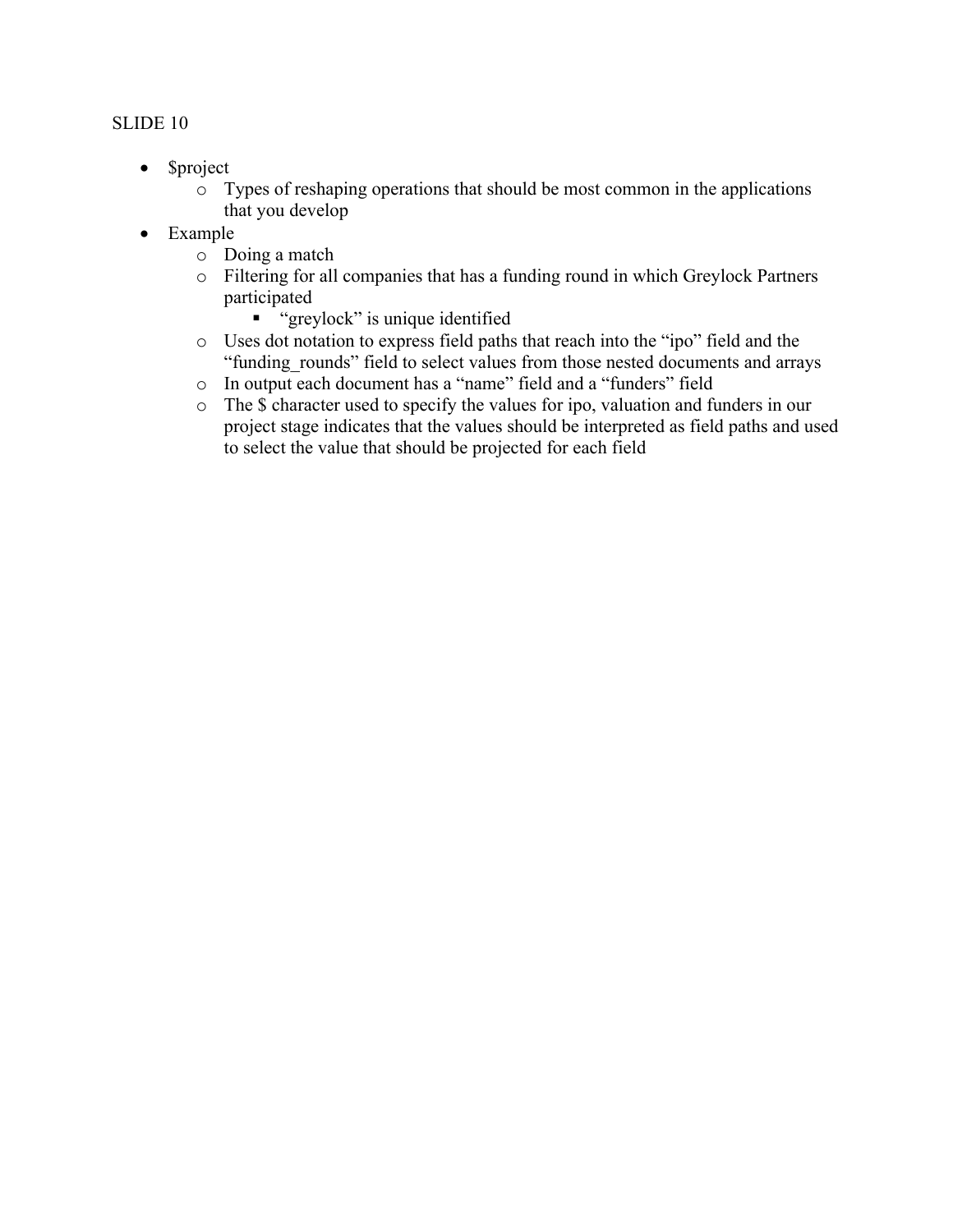SLIDE 10

- $project
  - Types of reshaping operations that should be most common in the applications that you develop
- Example
  - Doing a match
  - Filtering for all companies that has a funding round in which Greylock Partners participated
    - "greylock" is unique identified
  - Uses dot notation to express field paths that reach into the "ipo" field and the "funding_rounds" field to select values from those nested documents and arrays
  - In output each document has a "name" field and a "funders" field
  - The $ character used to specify the values for ipo, valuation and funders in our project stage indicates that the values should be interpreted as field paths and used to select the value that should be projected for each field